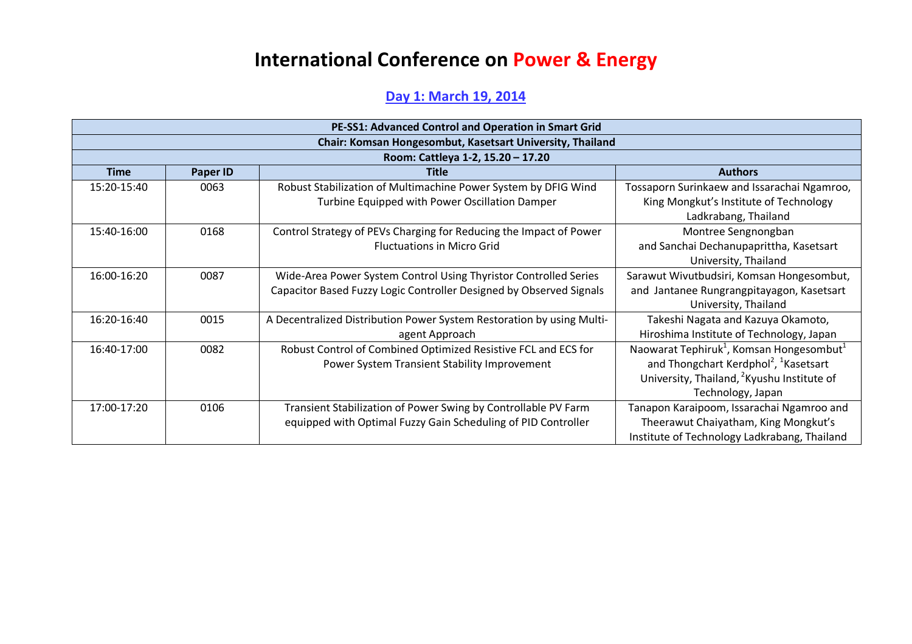# International Conference on Power & Energy

## Day 1: March 19, 2014

| PE-SS1: Advanced Control and Operation in Smart Grid | | | |
|---|---|---|---|
| Chair: Komsan Hongesombut, Kasetsart University, Thailand | | | |
| Room: Cattleya 1-2, 15.20 – 17.20 | | | |
| **Time** | **Paper ID** | **Title** | **Authors** |
| 15:20-15:40 | 0063 | Robust Stabilization of Multimachine Power System by DFIG Wind Turbine Equipped with Power Oscillation Damper | Tossaporn Surinkaew and Issarachai Ngamroo, King Mongkut's Institute of Technology Ladkrabang, Thailand |
| 15:40-16:00 | 0168 | Control Strategy of PEVs Charging for Reducing the Impact of Power Fluctuations in Micro Grid | Montree Sengnongban and Sanchai Dechanupaprittha, Kasetsart University, Thailand |
| 16:00-16:20 | 0087 | Wide-Area Power System Control Using Thyristor Controlled Series Capacitor Based Fuzzy Logic Controller Designed by Observed Signals | Sarawut Wivutbudsiri, Komsan Hongesombut, and Jantanee Rungrangpitayagon, Kasetsart University, Thailand |
| 16:20-16:40 | 0015 | A Decentralized Distribution Power System Restoration by using Multi-agent Approach | Takeshi Nagata and Kazuya Okamoto, Hiroshima Institute of Technology, Japan |
| 16:40-17:00 | 0082 | Robust Control of Combined Optimized Resistive FCL and ECS for Power System Transient Stability Improvement | Naowarat Tephiruk[1], Komsan Hongesombut[1] and Thongchart Kerdphol[2], [1]Kasetsart University, Thailand, [2]Kyushu Institute of Technology, Japan |
| 17:00-17:20 | 0106 | Transient Stabilization of Power Swing by Controllable PV Farm equipped with Optimal Fuzzy Gain Scheduling of PID Controller | Tanapon Karaipoom, Issarachai Ngamroo and Theerawut Chaiyatham, King Mongkut's Institute of Technology Ladkrabang, Thailand |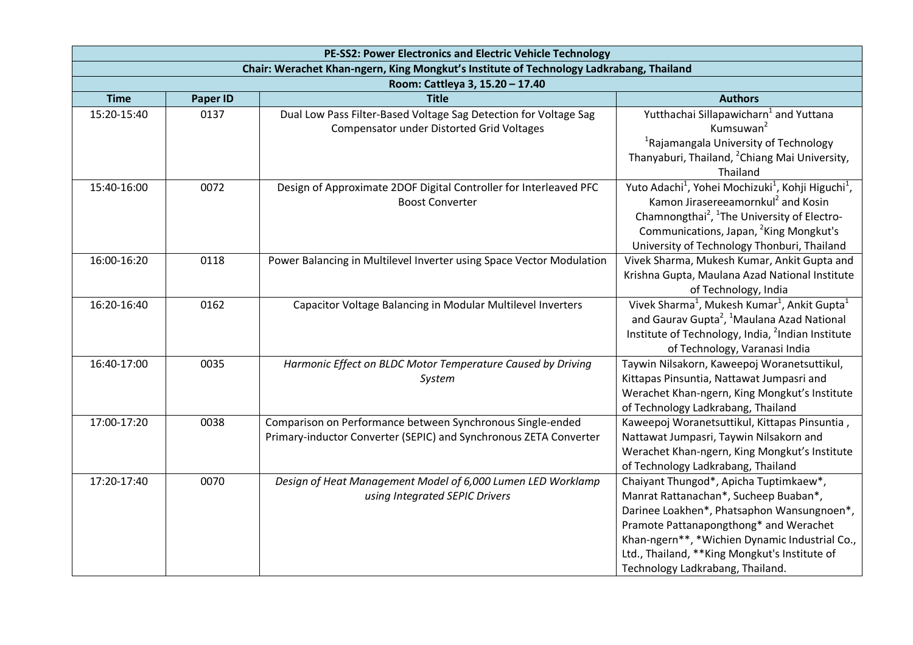| PE-SS2: Power Electronics and Electric Vehicle Technology | | | |
|---|---|---|---|
| Chair: Werachet Khan-ngern, King Mongkut's Institute of Technology Ladkrabang, Thailand | | | |
| Room: Cattleya 3, 15.20 – 17.40 | | | |
| **Time** | **Paper ID** | **Title** | **Authors** |
| 15:20-15:40 | 0137 | Dual Low Pass Filter-Based Voltage Sag Detection for Voltage Sag Compensator under Distorted Grid Voltages | Yutthachai Sillapawicharn[1] and Yuttana Kumsuwan[2] [1]Rajamangala University of Technology Thanyaburi, Thailand, [2]Chiang Mai University, Thailand |
| 15:40-16:00 | 0072 | Design of Approximate 2DOF Digital Controller for Interleaved PFC Boost Converter | Yuto Adachi[1], Yohei Mochizuki[1], Kohji Higuchi[1], Kamon Jirasereeamornkul[2] and Kosin Chamnongthai[2], [1]The University of Electro-Communications, Japan, [2]King Mongkut's University of Technology Thonburi, Thailand |
| 16:00-16:20 | 0118 | Power Balancing in Multilevel Inverter using Space Vector Modulation | Vivek Sharma, Mukesh Kumar, Ankit Gupta and Krishna Gupta, Maulana Azad National Institute of Technology, India |
| 16:20-16:40 | 0162 | Capacitor Voltage Balancing in Modular Multilevel Inverters | Vivek Sharma[1], Mukesh Kumar[1], Ankit Gupta[1] and Gaurav Gupta[2], [1]Maulana Azad National Institute of Technology, India, [2]Indian Institute of Technology, Varanasi India |
| 16:40-17:00 | 0035 | *Harmonic Effect on BLDC Motor Temperature Caused by Driving System* | Taywin Nilsakorn, Kaweepoj Woranetsuttikul, Kittapas Pinsuntia, Nattawat Jumpasri and Werachet Khan-ngern, King Mongkut's Institute of Technology Ladkrabang, Thailand |
| 17:00-17:20 | 0038 | Comparison on Performance between Synchronous Single-ended Primary-inductor Converter (SEPIC) and Synchronous ZETA Converter | Kaweepoj Woranetsuttikul, Kittapas Pinsuntia , Nattawat Jumpasri, Taywin Nilsakorn and Werachet Khan-ngern, King Mongkut's Institute of Technology Ladkrabang, Thailand |
| 17:20-17:40 | 0070 | *Design of Heat Management Model of 6,000 Lumen LED Worklamp using Integrated SEPIC Drivers* | Chaiyant Thungod*, Apicha Tuptimkaew*, Manrat Rattanachan*, Sucheep Buaban*, Darinee Loakhen*, Phatsaphon Wansungnoen*, Pramote Pattanapongthong* and Werachet Khan-ngern**, *Wichien Dynamic Industrial Co., Ltd., Thailand, **King Mongkut's Institute of Technology Ladkrabang, Thailand. |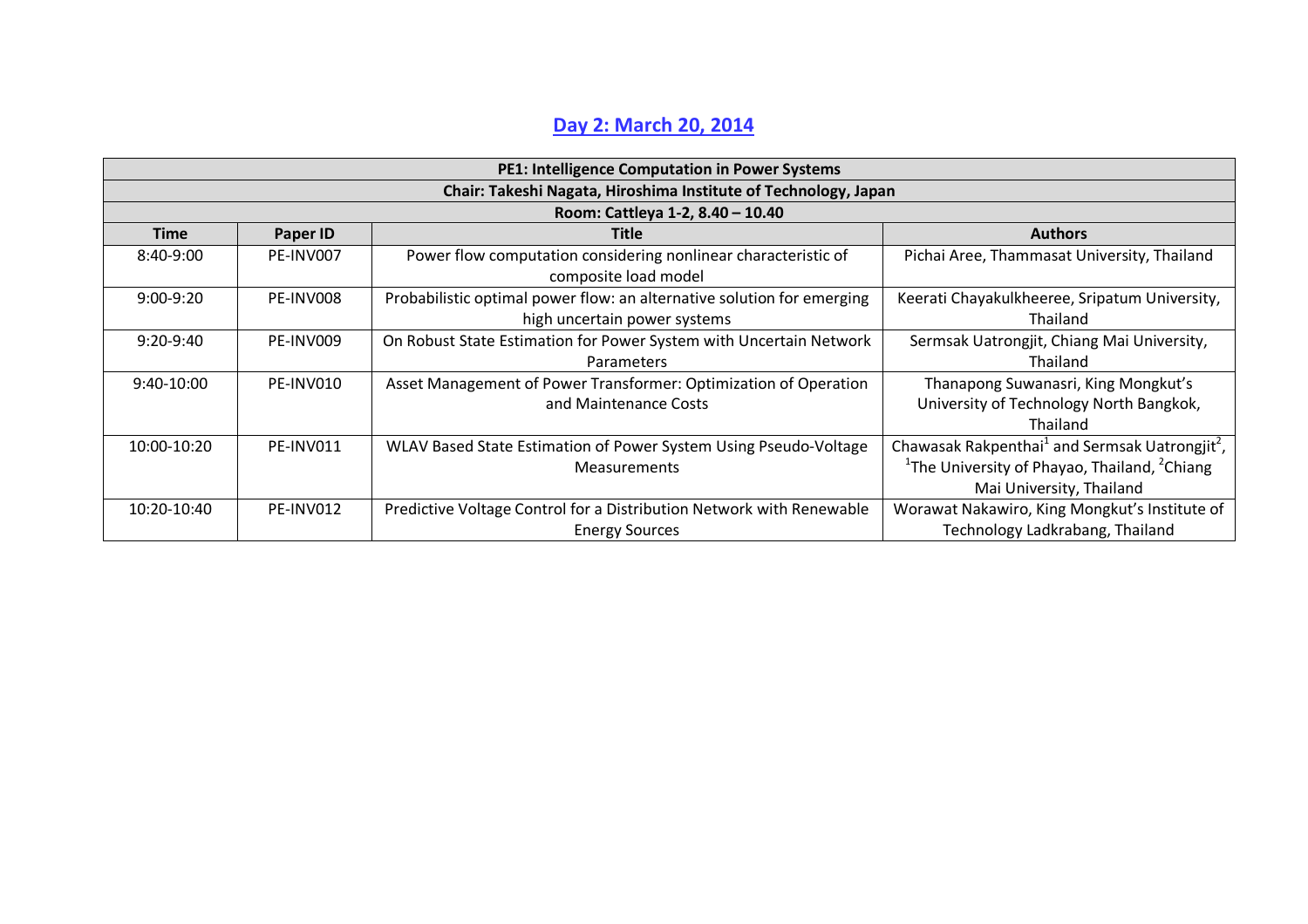## Day 2: March 20, 2014

| PE1: Intelligence Computation in Power Systems | | | |
|---|---|---|---|
| Chair: Takeshi Nagata, Hiroshima Institute of Technology, Japan | | | |
| Room: Cattleya 1-2, 8.40 – 10.40 | | | |
| **Time** | **Paper ID** | **Title** | **Authors** |
| 8:40-9:00 | PE-INV007 | Power flow computation considering nonlinear characteristic of composite load model | Pichai Aree, Thammasat University, Thailand |
| 9:00-9:20 | PE-INV008 | Probabilistic optimal power flow: an alternative solution for emerging high uncertain power systems | Keerati Chayakulkheeree, Sripatum University, Thailand |
| 9:20-9:40 | PE-INV009 | On Robust State Estimation for Power System with Uncertain Network Parameters | Sermsak Uatrongjit, Chiang Mai University, Thailand |
| 9:40-10:00 | PE-INV010 | Asset Management of Power Transformer: Optimization of Operation and Maintenance Costs | Thanapong Suwanasri, King Mongkut's University of Technology North Bangkok, Thailand |
| 10:00-10:20 | PE-INV011 | WLAV Based State Estimation of Power System Using Pseudo-Voltage Measurements | Chawasak Rakpenthai[1] and Sermsak Uatrongjit[2], [1]The University of Phayao, Thailand, [2]Chiang Mai University, Thailand |
| 10:20-10:40 | PE-INV012 | Predictive Voltage Control for a Distribution Network with Renewable Energy Sources | Worawat Nakawiro, King Mongkut's Institute of Technology Ladkrabang, Thailand |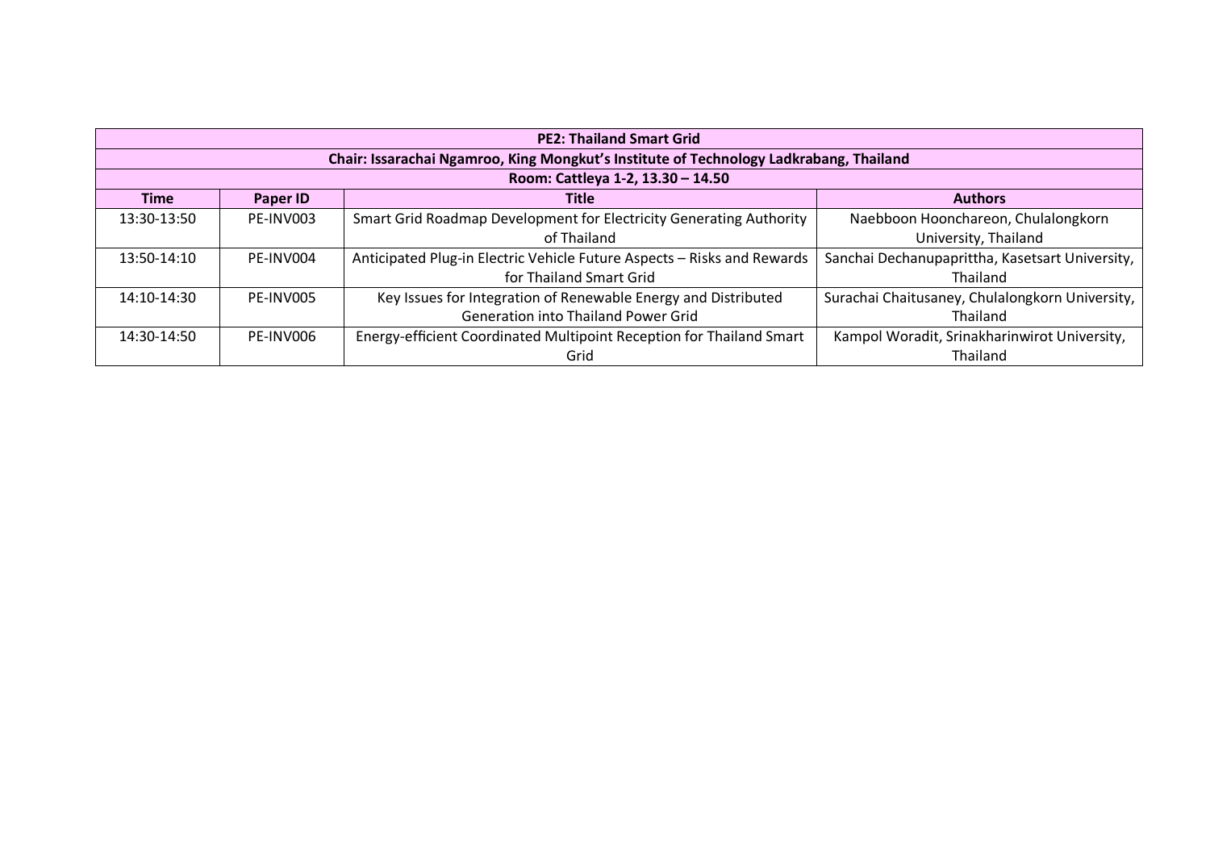| PE2: Thailand Smart Grid | | | |
|---|---|---|---|
| Chair: Issarachai Ngamroo, King Mongkut's Institute of Technology Ladkrabang, Thailand | | | |
| Room: Cattleya 1-2, 13.30 – 14.50 | | | |
| **Time** | **Paper ID** | **Title** | **Authors** |
| 13:30-13:50 | PE-INV003 | Smart Grid Roadmap Development for Electricity Generating Authority of Thailand | Naebboon Hoonchareon, Chulalongkorn University, Thailand |
| 13:50-14:10 | PE-INV004 | Anticipated Plug-in Electric Vehicle Future Aspects – Risks and Rewards for Thailand Smart Grid | Sanchai Dechanupaprittha, Kasetsart University, Thailand |
| 14:10-14:30 | PE-INV005 | Key Issues for Integration of Renewable Energy and Distributed Generation into Thailand Power Grid | Surachai Chaitusaney, Chulalongkorn University, Thailand |
| 14:30-14:50 | PE-INV006 | Energy-efficient Coordinated Multipoint Reception for Thailand Smart Grid | Kampol Woradit, Srinakharinwirot University, Thailand |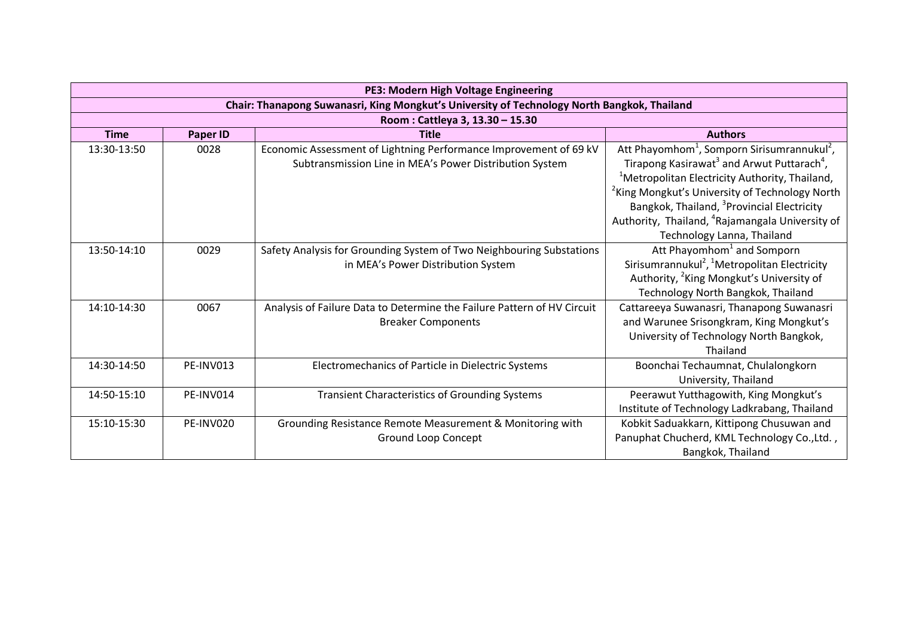| PE3: Modern High Voltage Engineering | | | |
|---|---|---|---|
| Chair: Thanapong Suwanasri, King Mongkut's University of Technology North Bangkok, Thailand | | | |
| Room : Cattleya 3, 13.30 – 15.30 | | | |
| **Time** | **Paper ID** | **Title** | **Authors** |
| 13:30-13:50 | 0028 | Economic Assessment of Lightning Performance Improvement of 69 kV Subtransmission Line in MEA's Power Distribution System | Att Phayomhom[1], Somporn Sirisumrannukul[2], Tirapong Kasirawat[3] and Arwut Puttarach[4], [1]Metropolitan Electricity Authority, Thailand, [2]King Mongkut's University of Technology North Bangkok, Thailand, [3]Provincial Electricity Authority, Thailand, [4]Rajamangala University of Technology Lanna, Thailand |
| 13:50-14:10 | 0029 | Safety Analysis for Grounding System of Two Neighbouring Substations in MEA's Power Distribution System | Att Phayomhom[1] and Somporn Sirisumrannukul[2], [1]Metropolitan Electricity Authority, [2]King Mongkut's University of Technology North Bangkok, Thailand |
| 14:10-14:30 | 0067 | Analysis of Failure Data to Determine the Failure Pattern of HV Circuit Breaker Components | Cattareeya Suwanasri, Thanapong Suwanasri and Warunee Srisongkram, King Mongkut's University of Technology North Bangkok, Thailand |
| 14:30-14:50 | PE-INV013 | Electromechanics of Particle in Dielectric Systems | Boonchai Techaumnat, Chulalongkorn University, Thailand |
| 14:50-15:10 | PE-INV014 | Transient Characteristics of Grounding Systems | Peerawut Yutthagowith, King Mongkut's Institute of Technology Ladkrabang, Thailand |
| 15:10-15:30 | PE-INV020 | Grounding Resistance Remote Measurement & Monitoring with Ground Loop Concept | Kobkit Saduakkarn, Kittipong Chusuwan and Panuphat Chucherd, KML Technology Co.,Ltd. , Bangkok, Thailand |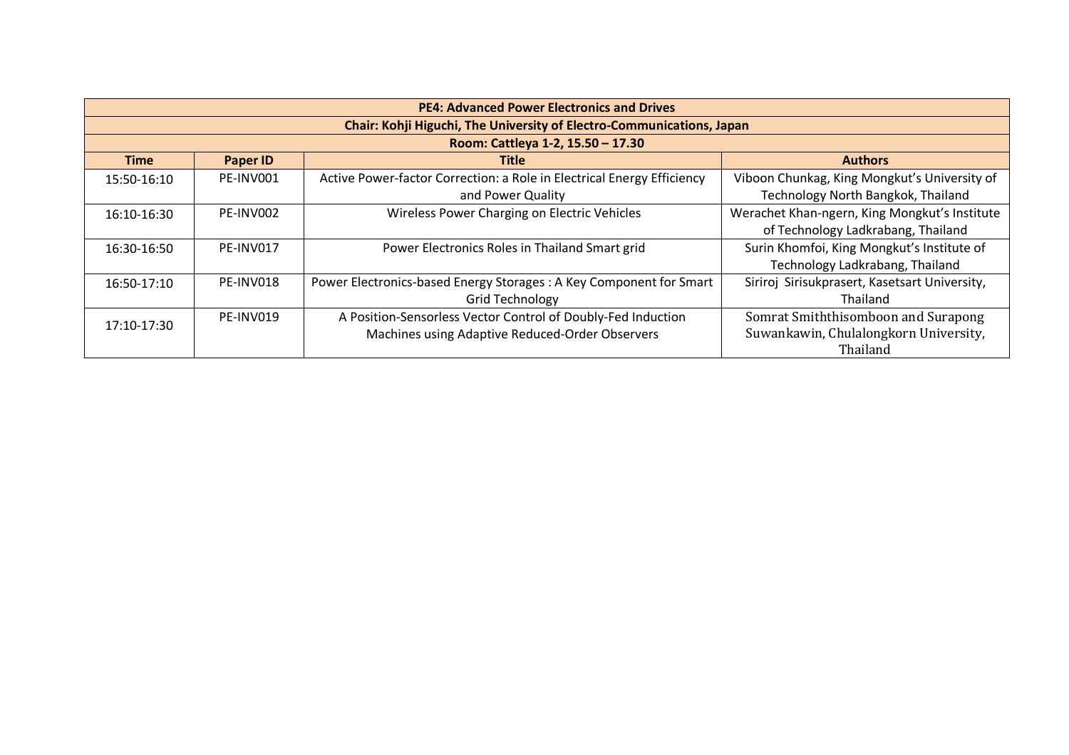| PE4: Advanced Power Electronics and Drives | | | |
|---|---|---|---|
| **Chair: Kohji Higuchi, The University of Electro-Communications, Japan** | | | |
| **Room: Cattleya 1-2, 15.50 – 17.30** | | | |
| **Time** | **Paper ID** | **Title** | **Authors** |
| 15:50-16:10 | PE-INV001 | Active Power-factor Correction: a Role in Electrical Energy Efficiency and Power Quality | Viboon Chunkag, King Mongkut's University of Technology North Bangkok, Thailand |
| 16:10-16:30 | PE-INV002 | Wireless Power Charging on Electric Vehicles | Werachet Khan-ngern, King Mongkut's Institute of Technology Ladkrabang, Thailand |
| 16:30-16:50 | PE-INV017 | Power Electronics Roles in Thailand Smart grid | Surin Khomfoi, King Mongkut's Institute of Technology Ladkrabang, Thailand |
| 16:50-17:10 | PE-INV018 | Power Electronics-based Energy Storages : A Key Component for Smart Grid Technology | Siriroj Sirisukprasert, Kasetsart University, Thailand |
| 17:10-17:30 | PE-INV019 | A Position-Sensorless Vector Control of Doubly-Fed Induction Machines using Adaptive Reduced-Order Observers | Somrat Smiththisomboon and Surapong Suwankawin, Chulalongkorn University, Thailand |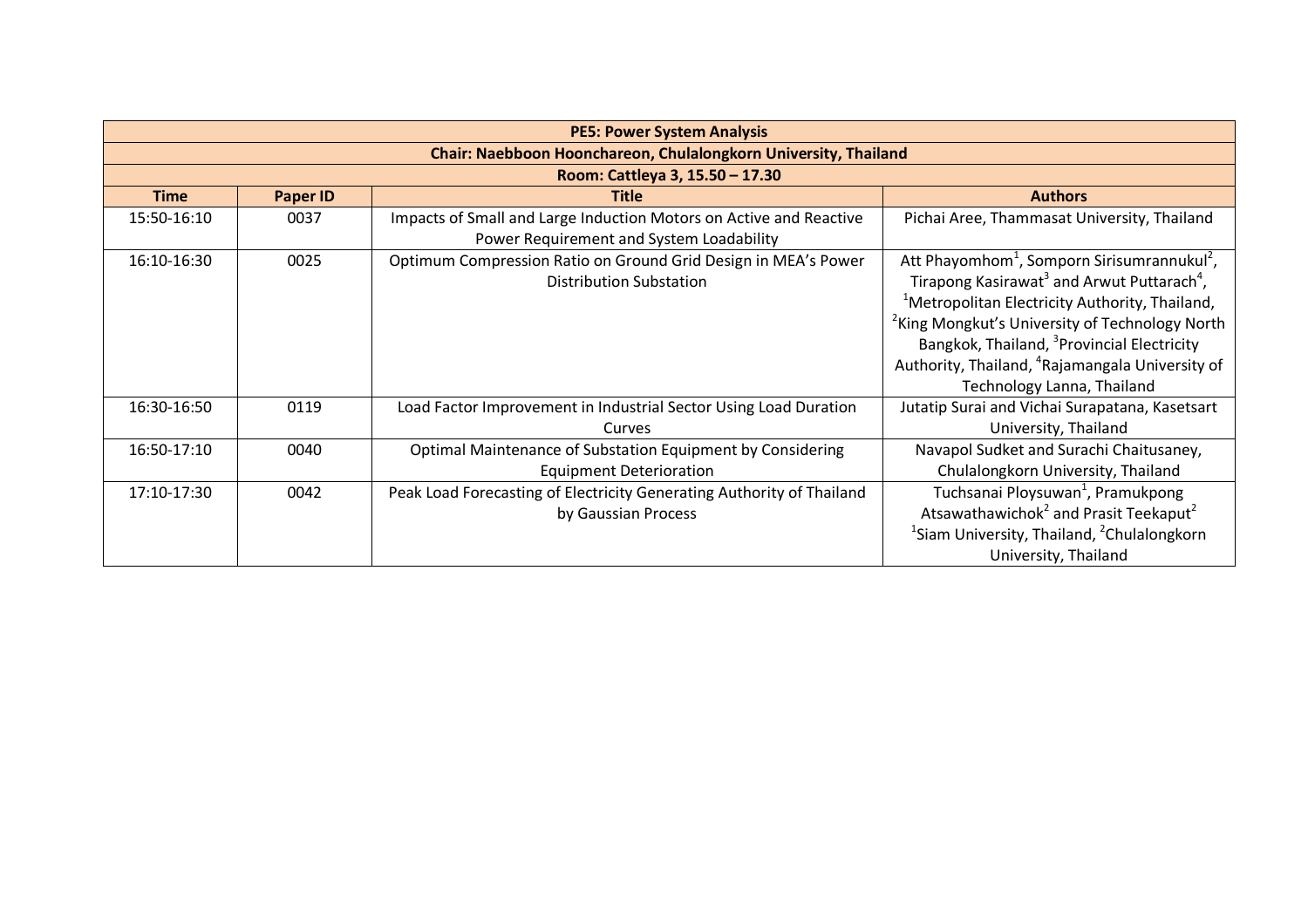| PE5: Power System Analysis | | | |
|---|---|---|---|
| **Chair: Naebboon Hoonchareon, Chulalongkorn University, Thailand** | | | |
| **Room: Cattleya 3, 15.50 – 17.30** | | | |
| **Time** | **Paper ID** | **Title** | **Authors** |
| 15:50-16:10 | 0037 | Impacts of Small and Large Induction Motors on Active and Reactive Power Requirement and System Loadability | Pichai Aree, Thammasat University, Thailand |
| 16:10-16:30 | 0025 | Optimum Compression Ratio on Ground Grid Design in MEA's Power Distribution Substation | Att Phayomhom[1], Somporn Sirisumrannukul[2], Tirapong Kasirawat[3] and Arwut Puttarach[4], [1]Metropolitan Electricity Authority, Thailand, [2]King Mongkut's University of Technology North Bangkok, Thailand, [3]Provincial Electricity Authority, Thailand, [4]Rajamangala University of Technology Lanna, Thailand |
| 16:30-16:50 | 0119 | Load Factor Improvement in Industrial Sector Using Load Duration Curves | Jutatip Surai and Vichai Surapatana, Kasetsart University, Thailand |
| 16:50-17:10 | 0040 | Optimal Maintenance of Substation Equipment by Considering Equipment Deterioration | Navapol Sudket and Surachi Chaitusaney, Chulalongkorn University, Thailand |
| 17:10-17:30 | 0042 | Peak Load Forecasting of Electricity Generating Authority of Thailand by Gaussian Process | Tuchsanai Ploysuwan[1], Pramukpong Atsawathawichok[2] and Prasit Teekaput[2] [1]Siam University, Thailand, [2]Chulalongkorn University, Thailand |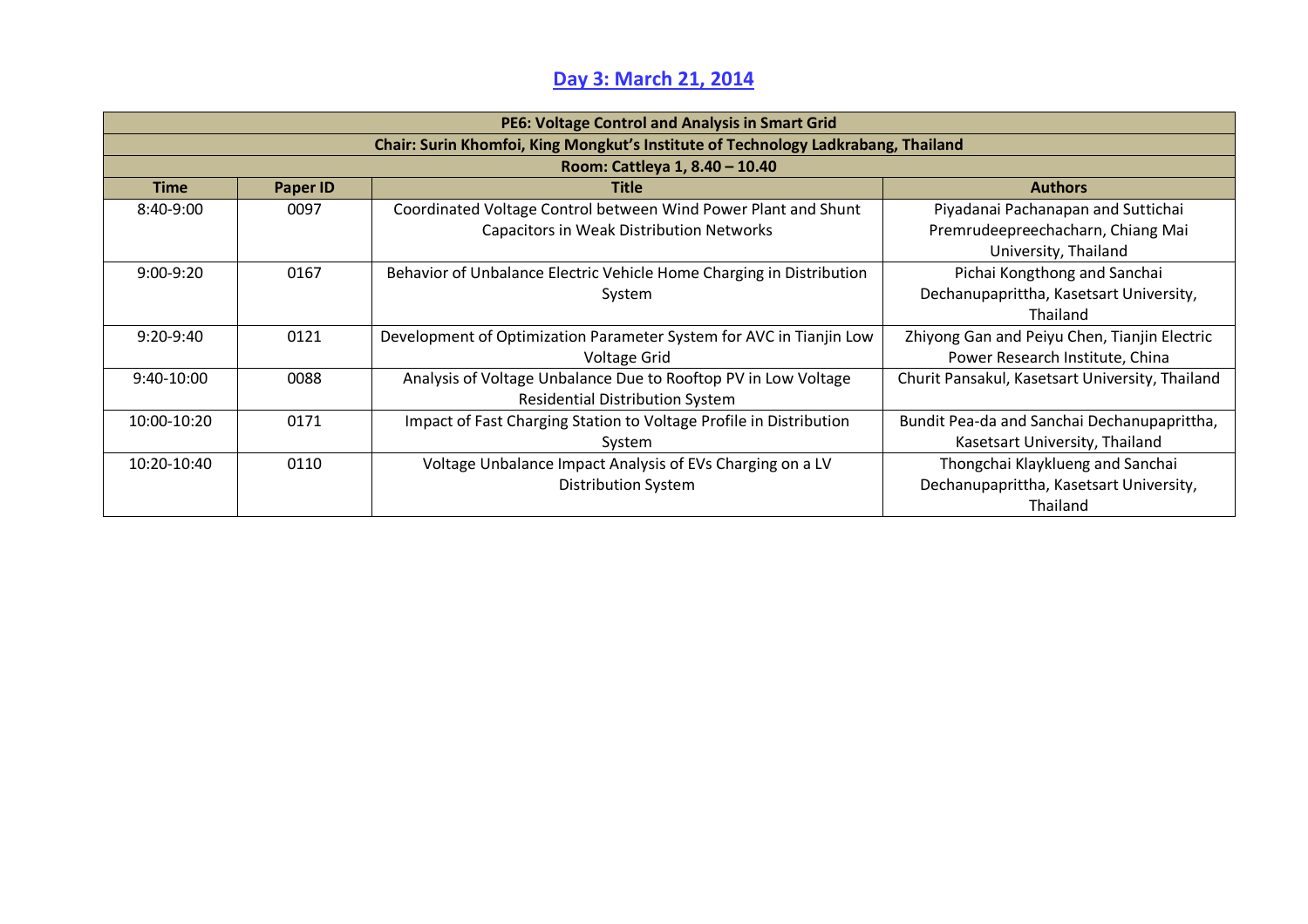## Day 3: March 21, 2014

| PE6: Voltage Control and Analysis in Smart Grid | | | |
|---|---|---|---|
| Chair: Surin Khomfoi, King Mongkut's Institute of Technology Ladkrabang, Thailand | | | |
| Room: Cattleya 1, 8.40 – 10.40 | | | |
| **Time** | **Paper ID** | **Title** | **Authors** |
| 8:40-9:00 | 0097 | Coordinated Voltage Control between Wind Power Plant and Shunt Capacitors in Weak Distribution Networks | Piyadanai Pachanapan and Suttichai Premrudeepreechacharn, Chiang Mai University, Thailand |
| 9:00-9:20 | 0167 | Behavior of Unbalance Electric Vehicle Home Charging in Distribution System | Pichai Kongthong and Sanchai Dechanupaprittha, Kasetsart University, Thailand |
| 9:20-9:40 | 0121 | Development of Optimization Parameter System for AVC in Tianjin Low Voltage Grid | Zhiyong Gan and Peiyu Chen, Tianjin Electric Power Research Institute, China |
| 9:40-10:00 | 0088 | Analysis of Voltage Unbalance Due to Rooftop PV in Low Voltage Residential Distribution System | Churit Pansakul, Kasetsart University, Thailand |
| 10:00-10:20 | 0171 | Impact of Fast Charging Station to Voltage Profile in Distribution System | Bundit Pea-da and Sanchai Dechanupaprittha, Kasetsart University, Thailand |
| 10:20-10:40 | 0110 | Voltage Unbalance Impact Analysis of EVs Charging on a LV Distribution System | Thongchai Klayklueng and Sanchai Dechanupaprittha, Kasetsart University, Thailand |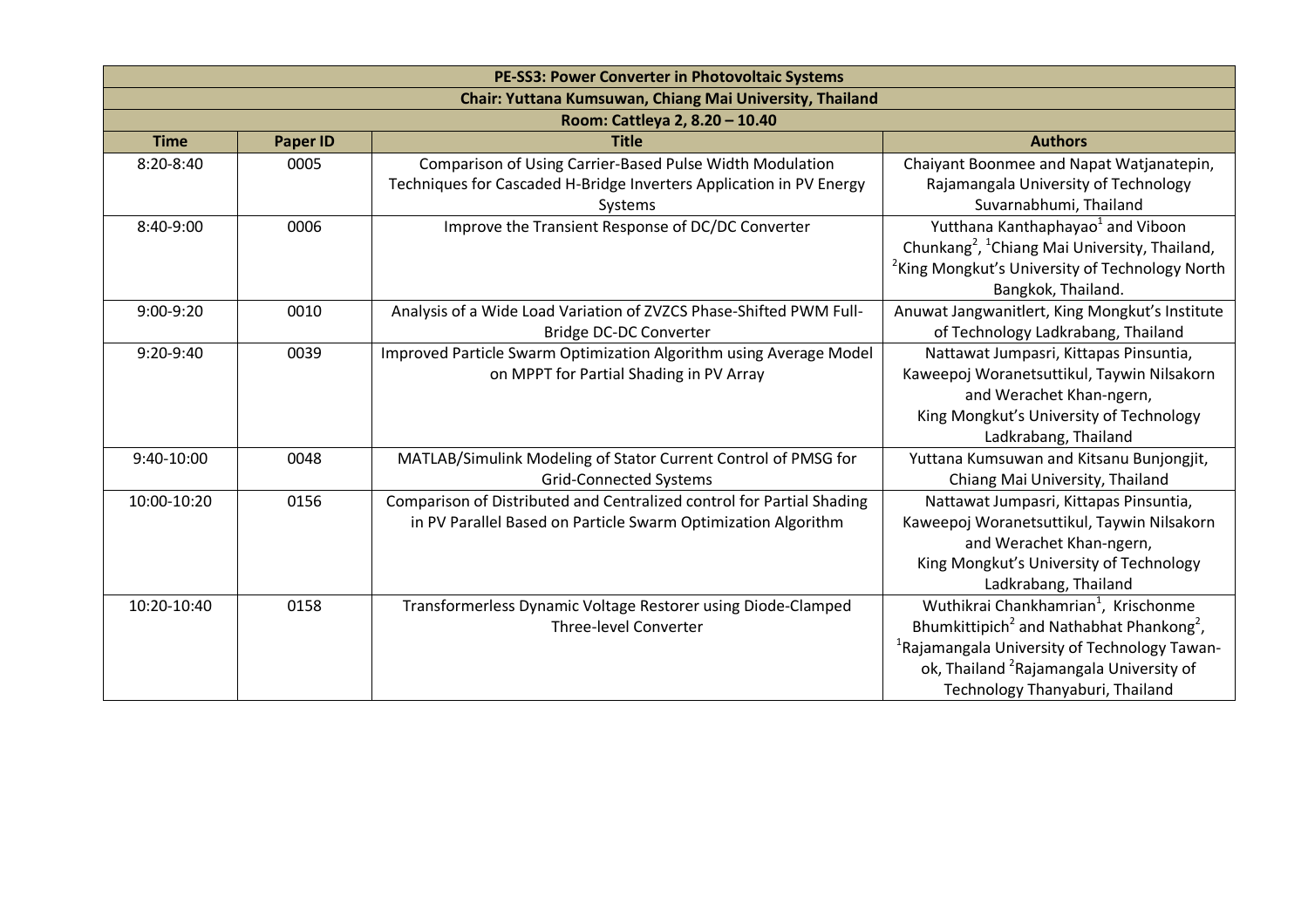| PE-SS3: Power Converter in Photovoltaic Systems | | | |
|---|---|---|---|
| Chair: Yuttana Kumsuwan, Chiang Mai University, Thailand | | | |
| Room: Cattleya 2, 8.20 – 10.40 | | | |
| **Time** | **Paper ID** | **Title** | **Authors** |
| 8:20-8:40 | 0005 | Comparison of Using Carrier-Based Pulse Width Modulation Techniques for Cascaded H-Bridge Inverters Application in PV Energy Systems | Chaiyant Boonmee and Napat Watjanatepin, Rajamangala University of Technology Suvarnabhumi, Thailand |
| 8:40-9:00 | 0006 | Improve the Transient Response of DC/DC Converter | Yutthana Kanthaphayao[1] and Viboon Chunkang[2], [1]Chiang Mai University, Thailand, [2]King Mongkut's University of Technology North Bangkok, Thailand. |
| 9:00-9:20 | 0010 | Analysis of a Wide Load Variation of ZVZCS Phase-Shifted PWM Full-Bridge DC-DC Converter | Anuwat Jangwanitlert, King Mongkut's Institute of Technology Ladkrabang, Thailand |
| 9:20-9:40 | 0039 | Improved Particle Swarm Optimization Algorithm using Average Model on MPPT for Partial Shading in PV Array | Nattawat Jumpasri, Kittapas Pinsuntia, Kaweepoj Woranetsuttikul, Taywin Nilsakorn and Werachet Khan-ngern, King Mongkut's University of Technology Ladkrabang, Thailand |
| 9:40-10:00 | 0048 | MATLAB/Simulink Modeling of Stator Current Control of PMSG for Grid-Connected Systems | Yuttana Kumsuwan and Kitsanu Bunjongjit, Chiang Mai University, Thailand |
| 10:00-10:20 | 0156 | Comparison of Distributed and Centralized control for Partial Shading in PV Parallel Based on Particle Swarm Optimization Algorithm | Nattawat Jumpasri, Kittapas Pinsuntia, Kaweepoj Woranetsuttikul, Taywin Nilsakorn and Werachet Khan-ngern, King Mongkut's University of Technology Ladkrabang, Thailand |
| 10:20-10:40 | 0158 | Transformerless Dynamic Voltage Restorer using Diode-Clamped Three-level Converter | Wuthikrai Chankhamrian[1], Krischonme Bhumkittipich[2] and Nathabhat Phankong[2], [1]Rajamangala University of Technology Tawan-ok, Thailand [2]Rajamangala University of Technology Thanyaburi, Thailand |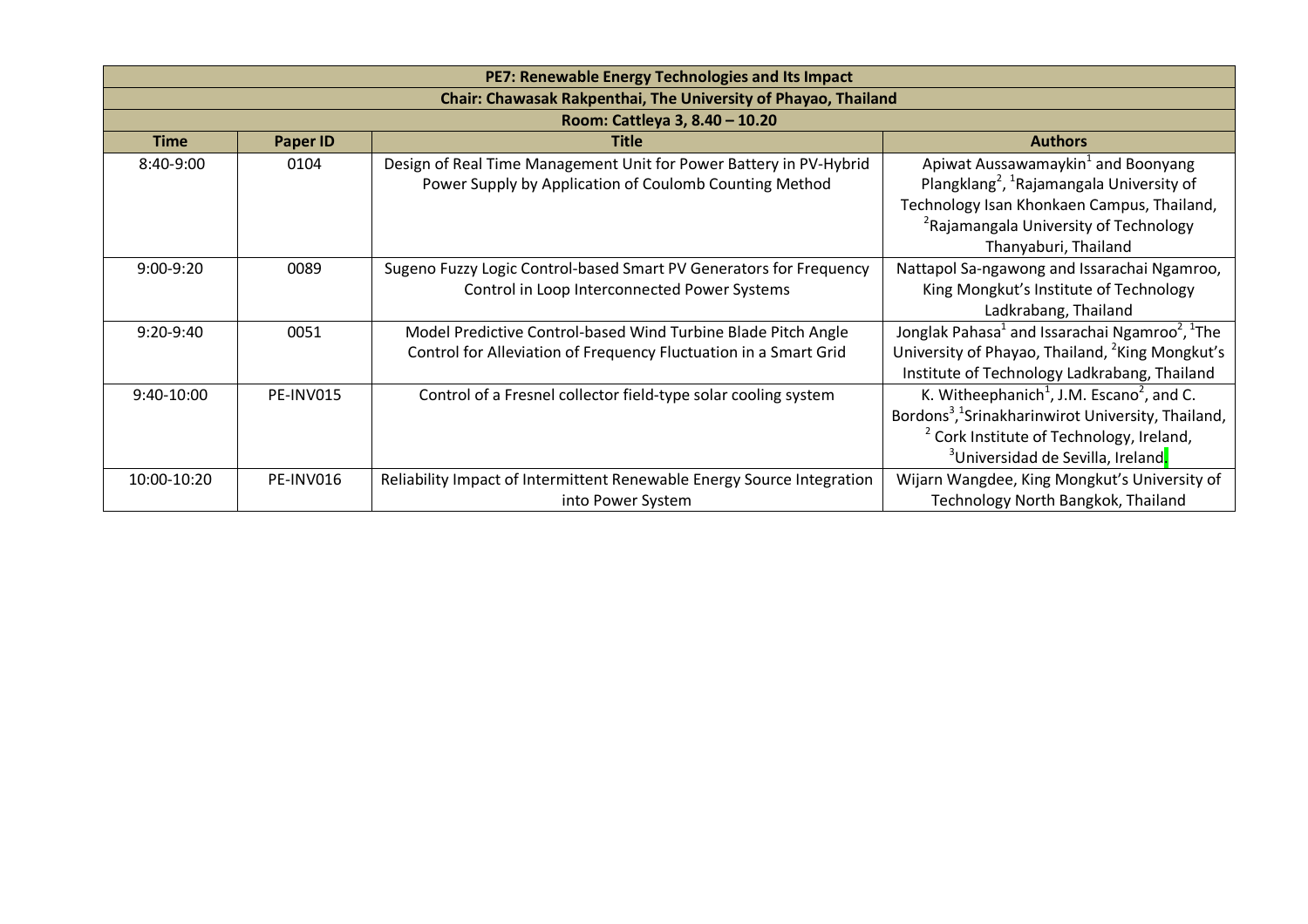| PE7: Renewable Energy Technologies and Its Impact | | | |
|---|---|---|---|
| Chair: Chawasak Rakpenthai, The University of Phayao, Thailand | | | |
| Room: Cattleya 3, 8.40 – 10.20 | | | |
| **Time** | **Paper ID** | **Title** | **Authors** |
| 8:40-9:00 | 0104 | Design of Real Time Management Unit for Power Battery in PV-Hybrid Power Supply by Application of Coulomb Counting Method | Apiwat Aussawamaykin[1] and Boonyang Plangklang[2], [1]Rajamangala University of Technology Isan Khonkaen Campus, Thailand, [2]Rajamangala University of Technology Thanyaburi, Thailand |
| 9:00-9:20 | 0089 | Sugeno Fuzzy Logic Control-based Smart PV Generators for Frequency Control in Loop Interconnected Power Systems | Nattapol Sa-ngawong and Issarachai Ngamroo, King Mongkut's Institute of Technology Ladkrabang, Thailand |
| 9:20-9:40 | 0051 | Model Predictive Control-based Wind Turbine Blade Pitch Angle Control for Alleviation of Frequency Fluctuation in a Smart Grid | Jonglak Pahasa[1] and Issarachai Ngamroo[2], [1]The University of Phayao, Thailand, [2]King Mongkut's Institute of Technology Ladkrabang, Thailand |
| 9:40-10:00 | PE-INV015 | Control of a Fresnel collector field-type solar cooling system | K. Witheephanich[1], J.M. Escano[2], and C. Bordons[3], [1]Srinakharinwirot University, Thailand, [2] Cork Institute of Technology, Ireland, [3]Universidad de Sevilla, Ireland |
| 10:00-10:20 | PE-INV016 | Reliability Impact of Intermittent Renewable Energy Source Integration into Power System | Wijarn Wangdee, King Mongkut's University of Technology North Bangkok, Thailand |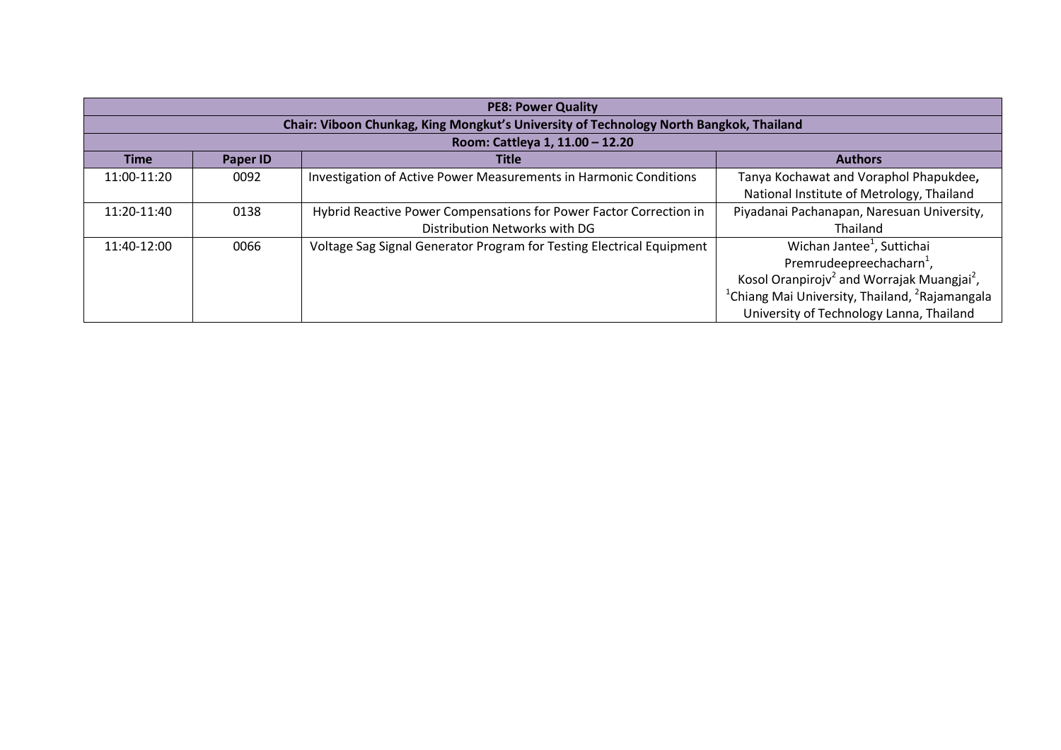| PE8: Power Quality | | | |
|---|---|---|---|
| **Chair: Viboon Chunkag, King Mongkut's University of Technology North Bangkok, Thailand** | | | |
| **Room: Cattleya 1, 11.00 – 12.20** | | | |
| **Time** | **Paper ID** | **Title** | **Authors** |
| 11:00-11:20 | 0092 | Investigation of Active Power Measurements in Harmonic Conditions | Tanya Kochawat and Voraphol Phapukdee**,** National Institute of Metrology, Thailand |
| 11:20-11:40 | 0138 | Hybrid Reactive Power Compensations for Power Factor Correction in Distribution Networks with DG | Piyadanai Pachanapan, Naresuan University, Thailand |
| 11:40-12:00 | 0066 | Voltage Sag Signal Generator Program for Testing Electrical Equipment | Wichan Jantee[1], Suttichai Premrudeepreechacharn[1], Kosol Oranpirojv[2] and Worrajak Muangjai[2], [1]Chiang Mai University, Thailand, [2]Rajamangala University of Technology Lanna, Thailand |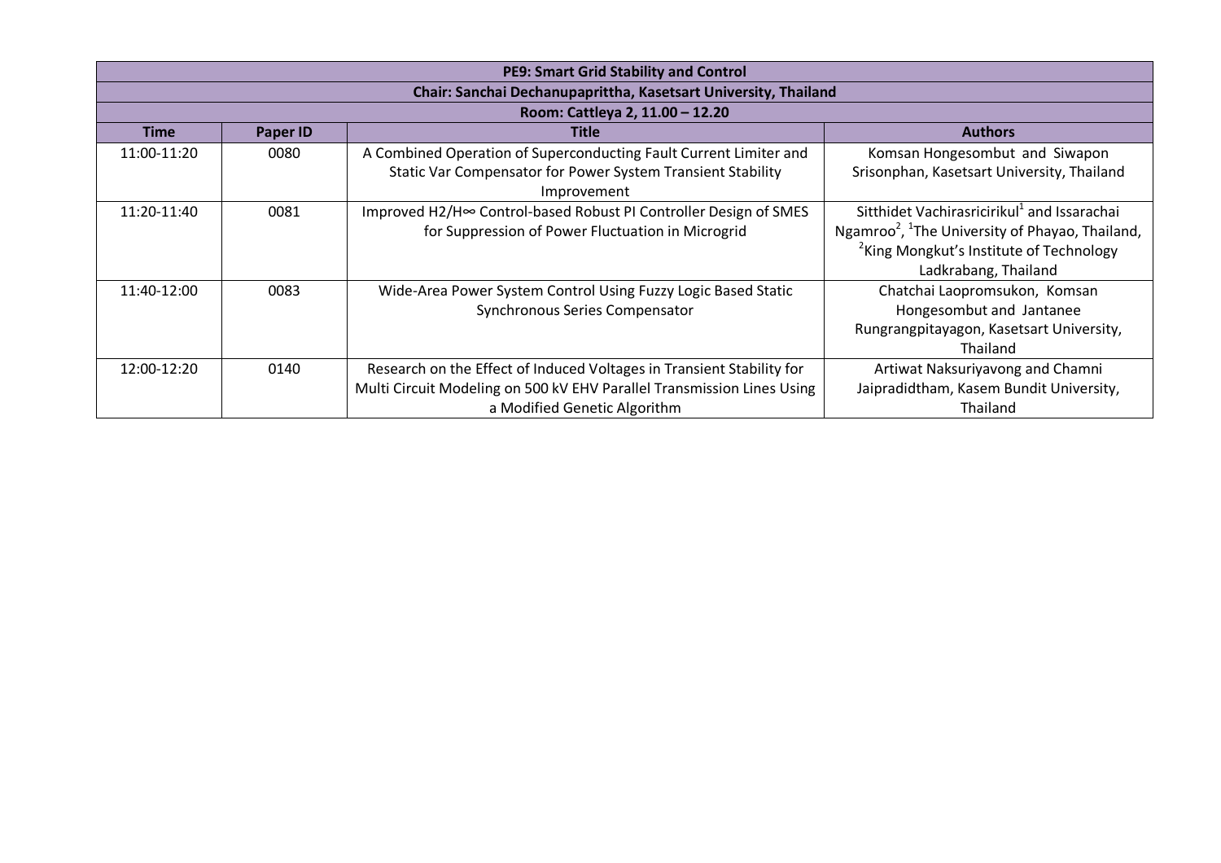| PE9: Smart Grid Stability and Control | | | |
|---|---|---|---|
| Chair: Sanchai Dechanupaprittha, Kasetsart University, Thailand | | | |
| Room: Cattleya 2, 11.00 – 12.20 | | | |
| **Time** | **Paper ID** | **Title** | **Authors** |
| 11:00-11:20 | 0080 | A Combined Operation of Superconducting Fault Current Limiter and Static Var Compensator for Power System Transient Stability Improvement | Komsan Hongesombut and Siwapon Srisonphan, Kasetsart University, Thailand |
| 11:20-11:40 | 0081 | Improved H2/H∞ Control-based Robust PI Controller Design of SMES for Suppression of Power Fluctuation in Microgrid | Sitthidet Vachirasricirikul[1] and Issarachai Ngamroo[2], [1]The University of Phayao, Thailand, [2]King Mongkut's Institute of Technology Ladkrabang, Thailand |
| 11:40-12:00 | 0083 | Wide-Area Power System Control Using Fuzzy Logic Based Static Synchronous Series Compensator | Chatchai Laopromsukon, Komsan Hongesombut and Jantanee Rungrangpitayagon, Kasetsart University, Thailand |
| 12:00-12:20 | 0140 | Research on the Effect of Induced Voltages in Transient Stability for Multi Circuit Modeling on 500 kV EHV Parallel Transmission Lines Using a Modified Genetic Algorithm | Artiwat Naksuriyavong and Chamni Jaipradidtham, Kasem Bundit University, Thailand |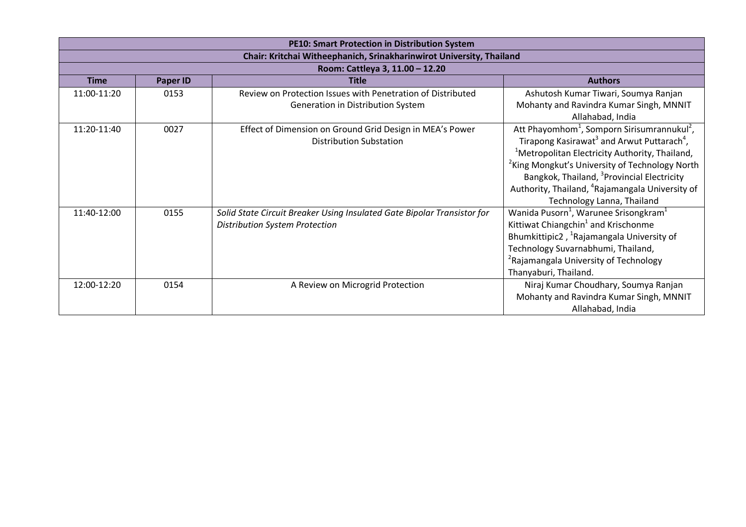| PE10: Smart Protection in Distribution System | | | |
|---|---|---|---|
| Chair: Kritchai Witheephanich, Srinakharinwirot University, Thailand | | | |
| Room: Cattleya 3, 11.00 – 12.20 | | | |
| **Time** | **Paper ID** | **Title** | **Authors** |
| 11:00-11:20 | 0153 | Review on Protection Issues with Penetration of Distributed Generation in Distribution System | Ashutosh Kumar Tiwari, Soumya Ranjan Mohanty and Ravindra Kumar Singh, MNNIT Allahabad, India |
| 11:20-11:40 | 0027 | Effect of Dimension on Ground Grid Design in MEA's Power Distribution Substation | Att Phayomhom[1], Somporn Sirisumrannukul[2], Tirapong Kasirawat[3] and Arwut Puttarach[4], [1]Metropolitan Electricity Authority, Thailand, [2]King Mongkut's University of Technology North Bangkok, Thailand, [3]Provincial Electricity Authority, Thailand, [4]Rajamangala University of Technology Lanna, Thailand |
| 11:40-12:00 | 0155 | *Solid State Circuit Breaker Using Insulated Gate Bipolar Transistor for Distribution System Protection* | Wanida Pusorn[1], Warunee Srisongkram[1] Kittiwat Chiangchin[1] and Krischonme Bhumkittipic2 , [1]Rajamangala University of Technology Suvarnabhumi, Thailand, [2]Rajamangala University of Technology Thanyaburi, Thailand. |
| 12:00-12:20 | 0154 | A Review on Microgrid Protection | Niraj Kumar Choudhary, Soumya Ranjan Mohanty and Ravindra Kumar Singh, MNNIT Allahabad, India |